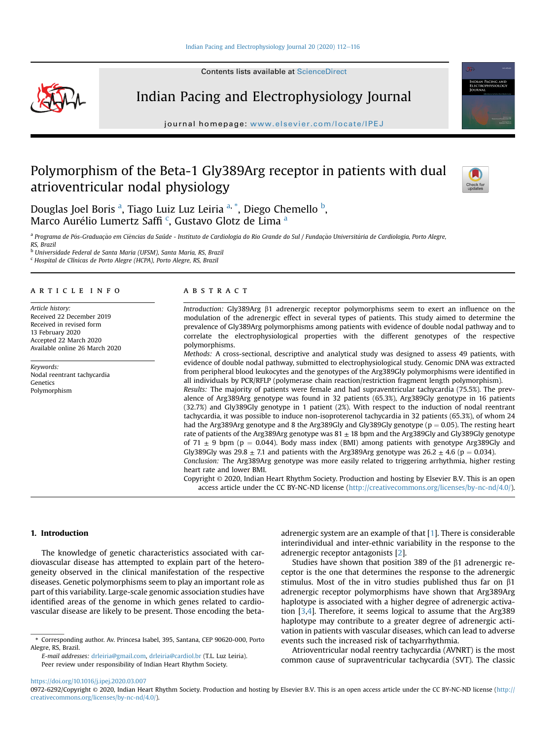# Polymorphism of the Beta-1 Gly389Arg receptor in patients with dual atrioventricular nodal physiology

Douglas Joel Boris [a], Tiago Luiz Luz Leiria [a,*], Diego Chemello [b], Marco Aurélio Lumertz Saffi [c], Gustavo Glotz de Lima [a]

[a] *Programa de Pós-Graduação em Ciências da Saúde - Instituto de Cardiologia do Rio Grande do Sul / Fundação Universitária de Cardiologia, Porto Alegre, RS, Brazil*

[b] *Universidade Federal de Santa Maria (UFSM), Santa Maria, RS, Brazil*

[c] *Hospital de Clínicas de Porto Alegre (HCPA), Porto Alegre, RS, Brazil*

## ARTICLE INFO

*Article history:*
Received 22 December 2019
Received in revised form 13 February 2020
Accepted 22 March 2020
Available online 26 March 2020

*Keywords:*
Nodal reentrant tachycardia
Genetics
Polymorphism

## ABSTRACT

*Introduction:* Gly389Arg β1 adrenergic receptor polymorphisms seem to exert an influence on the modulation of the adrenergic effect in several types of patients. This study aimed to determine the prevalence of Gly389Arg polymorphisms among patients with evidence of double nodal pathway and to correlate the electrophysiological properties with the different genotypes of the respective polymorphisms.

*Methods:* A cross-sectional, descriptive and analytical study was designed to assess 49 patients, with evidence of double nodal pathway, submitted to electrophysiological study. Genomic DNA was extracted from peripheral blood leukocytes and the genotypes of the Arg389Gly polymorphisms were identified in all individuals by PCR/RFLP (polymerase chain reaction/restriction fragment length polymorphism).

*Results:* The majority of patients were female and had supraventricular tachycardia (75.5%). The prevalence of Arg389Arg genotype was found in 32 patients (65.3%), Arg389Gly genotype in 16 patients (32.7%) and Gly389Gly genotype in 1 patient (2%). With respect to the induction of nodal reentrant tachycardia, it was possible to induce non-isoproterenol tachycardia in 32 patients (65.3%), of whom 24 had the Arg389Arg genotype and 8 the Arg389Gly and Gly389Gly genotype ($p = 0.05$). The resting heart rate of patients of the Arg389Arg genotype was $81 \pm 18$ bpm and the Arg389Gly and Gly389Gly genotype of $71 \pm 9$ bpm ($p = 0.044$). Body mass index (BMI) among patients with genotype Arg389Gly and Gly389Gly was $29.8 \pm 7.1$ and patients with the Arg389Arg genotype was $26.2 \pm 4.6$ ($p = 0.034$).

*Conclusion:* The Arg389Arg genotype was more easily related to triggering arrhythmia, higher resting heart rate and lower BMI.

Copyright © 2020, Indian Heart Rhythm Society. Production and hosting by Elsevier B.V. This is an open access article under the CC BY-NC-ND license (http://creativecommons.org/licenses/by-nc-nd/4.0/).

## 1. Introduction

The knowledge of genetic characteristics associated with cardiovascular disease has attempted to explain part of the heterogeneity observed in the clinical manifestation of the respective diseases. Genetic polymorphisms seem to play an important role as part of this variability. Large-scale genomic association studies have identified areas of the genome in which genes related to cardiovascular disease are likely to be present. Those encoding the beta-adrenergic system are an example of that [1]. There is considerable interindividual and inter-ethnic variability in the response to the adrenergic receptor antagonists [2].

Studies have shown that position 389 of the β1 adrenergic receptor is the one that determines the response to the adrenergic stimulus. Most of the in vitro studies published thus far on β1 adrenergic receptor polymorphisms have shown that Arg389Arg haplotype is associated with a higher degree of adrenergic activation [3,4]. Therefore, it seems logical to assume that the Arg389 haplotype may contribute to a greater degree of adrenergic activation in patients with vascular diseases, which can lead to adverse events such the increased risk of tachyarrhythmia.

Atrioventricular nodal reentry tachycardia (AVNRT) is the most common cause of supraventricular tachycardia (SVT). The classic

* Corresponding author. Av. Princesa Isabel, 395, Santana, CEP 90620-000, Porto Alegre, RS, Brazil.
*E-mail addresses:* drleiria@gmail.com, drleiria@cardiol.br (T.L. Luz Leiria).
Peer review under responsibility of Indian Heart Rhythm Society.

https://doi.org/10.1016/j.ipej.2020.03.007
0972-6292/Copyright © 2020, Indian Heart Rhythm Society. Production and hosting by Elsevier B.V. This is an open access article under the CC BY-NC-ND license (http://creativecommons.org/licenses/by-nc-nd/4.0/).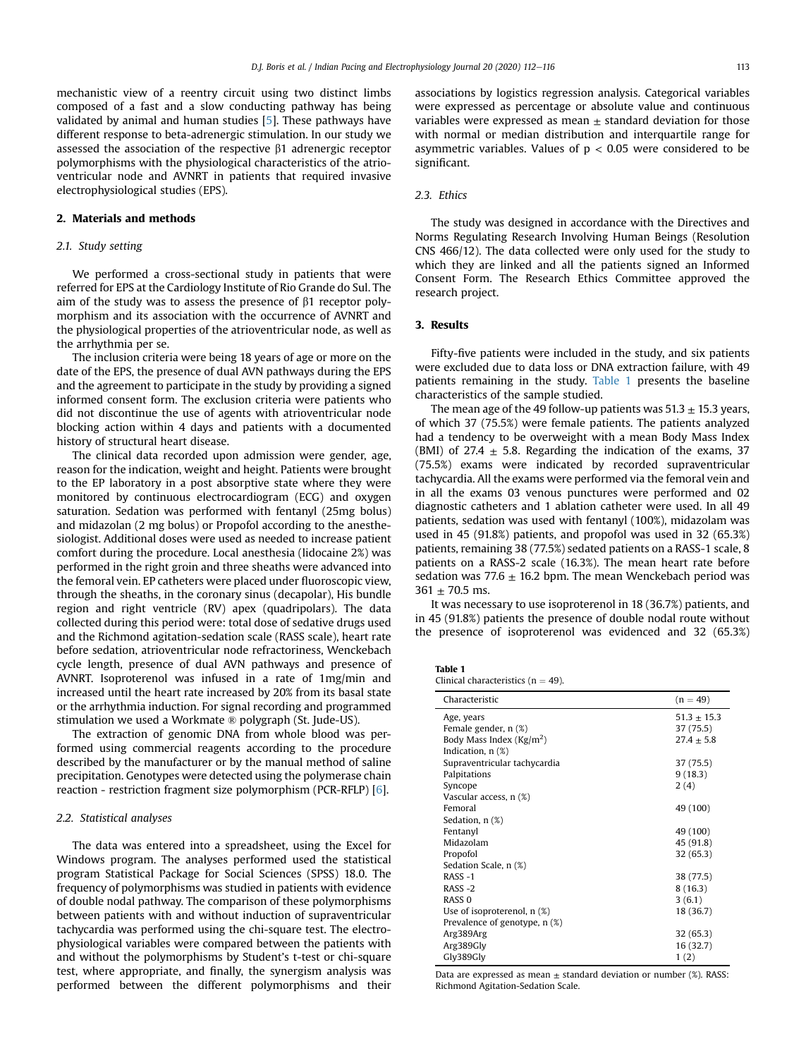mechanistic view of a reentry circuit using two distinct limbs composed of a fast and a slow conducting pathway has being validated by animal and human studies [5]. These pathways have different response to beta-adrenergic stimulation. In our study we assessed the association of the respective β1 adrenergic receptor polymorphisms with the physiological characteristics of the atrioventricular node and AVNRT in patients that required invasive electrophysiological studies (EPS).

## 2. Materials and methods

### 2.1. Study setting

We performed a cross-sectional study in patients that were referred for EPS at the Cardiology Institute of Rio Grande do Sul. The aim of the study was to assess the presence of β1 receptor polymorphism and its association with the occurrence of AVNRT and the physiological properties of the atrioventricular node, as well as the arrhythmia per se.

The inclusion criteria were being 18 years of age or more on the date of the EPS, the presence of dual AVN pathways during the EPS and the agreement to participate in the study by providing a signed informed consent form. The exclusion criteria were patients who did not discontinue the use of agents with atrioventricular node blocking action within 4 days and patients with a documented history of structural heart disease.

The clinical data recorded upon admission were gender, age, reason for the indication, weight and height. Patients were brought to the EP laboratory in a post absorptive state where they were monitored by continuous electrocardiogram (ECG) and oxygen saturation. Sedation was performed with fentanyl (25mg bolus) and midazolan (2 mg bolus) or Propofol according to the anesthesiologist. Additional doses were used as needed to increase patient comfort during the procedure. Local anesthesia (lidocaine 2%) was performed in the right groin and three sheaths were advanced into the femoral vein. EP catheters were placed under fluoroscopic view, through the sheaths, in the coronary sinus (decapolar), His bundle region and right ventricle (RV) apex (quadripolars). The data collected during this period were: total dose of sedative drugs used and the Richmond agitation-sedation scale (RASS scale), heart rate before sedation, atrioventricular node refractoriness, Wenckebach cycle length, presence of dual AVN pathways and presence of AVNRT. Isoproterenol was infused in a rate of 1mg/min and increased until the heart rate increased by 20% from its basal state or the arrhythmia induction. For signal recording and programmed stimulation we used a Workmate ® polygraph (St. Jude-US).

The extraction of genomic DNA from whole blood was performed using commercial reagents according to the procedure described by the manufacturer or by the manual method of saline precipitation. Genotypes were detected using the polymerase chain reaction - restriction fragment size polymorphism (PCR-RFLP) [6].

### 2.2. Statistical analyses

The data was entered into a spreadsheet, using the Excel for Windows program. The analyses performed used the statistical program Statistical Package for Social Sciences (SPSS) 18.0. The frequency of polymorphisms was studied in patients with evidence of double nodal pathway. The comparison of these polymorphisms between patients with and without induction of supraventricular tachycardia was performed using the chi-square test. The electrophysiological variables were compared between the patients with and without the polymorphisms by Student's t-test or chi-square test, where appropriate, and finally, the synergism analysis was performed between the different polymorphisms and their associations by logistics regression analysis. Categorical variables were expressed as percentage or absolute value and continuous variables were expressed as mean ± standard deviation for those with normal or median distribution and interquartile range for asymmetric variables. Values of $p < 0.05$ were considered to be significant.

### 2.3. Ethics

The study was designed in accordance with the Directives and Norms Regulating Research Involving Human Beings (Resolution CNS 466/12). The data collected were only used for the study to which they are linked and all the patients signed an Informed Consent Form. The Research Ethics Committee approved the research project.

## 3. Results

Fifty-five patients were included in the study, and six patients were excluded due to data loss or DNA extraction failure, with 49 patients remaining in the study. Table 1 presents the baseline characteristics of the sample studied.

The mean age of the 49 follow-up patients was 51.3 ± 15.3 years, of which 37 (75.5%) were female patients. The patients analyzed had a tendency to be overweight with a mean Body Mass Index (BMI) of 27.4 ± 5.8. Regarding the indication of the exams, 37 (75.5%) exams were indicated by recorded supraventricular tachycardia. All the exams were performed via the femoral vein and in all the exams 03 venous punctures were performed and 02 diagnostic catheters and 1 ablation catheter were used. In all 49 patients, sedation was used with fentanyl (100%), midazolam was used in 45 (91.8%) patients, and propofol was used in 32 (65.3%) patients, remaining 38 (77.5%) sedated patients on a RASS-1 scale, 8 patients on a RASS-2 scale (16.3%). The mean heart rate before sedation was 77.6 ± 16.2 bpm. The mean Wenckebach period was 361 ± 70.5 ms.

It was necessary to use isoproterenol in 18 (36.7%) patients, and in 45 (91.8%) patients the presence of double nodal route without the presence of isoproterenol was evidenced and 32 (65.3%)

**Table 1**
Clinical characteristics (n = 49).

| Characteristic | (n = 49) |
|---|---|
| Age, years | 51.3 ± 15.3 |
| Female gender, n (%) | 37 (75.5) |
| Body Mass Index (Kg/m$^2$) | 27.4 ± 5.8 |
| Indication, n (%) | |
| Supraventricular tachycardia | 37 (75.5) |
| Palpitations | 9 (18.3) |
| Syncope | 2 (4) |
| Vascular access, n (%) | |
| Femoral | 49 (100) |
| Sedation, n (%) | |
| Fentanyl | 49 (100) |
| Midazolam | 45 (91.8) |
| Propofol | 32 (65.3) |
| Sedation Scale, n (%) | |
| RASS -1 | 38 (77.5) |
| RASS -2 | 8 (16.3) |
| RASS 0 | 3 (6.1) |
| Use of isoproterenol, n (%) | 18 (36.7) |
| Prevalence of genotype, n (%) | |
| Arg389Arg | 32 (65.3) |
| Arg389Gly | 16 (32.7) |
| Gly389Gly | 1 (2) |

Data are expressed as mean ± standard deviation or number (%). RASS: Richmond Agitation-Sedation Scale.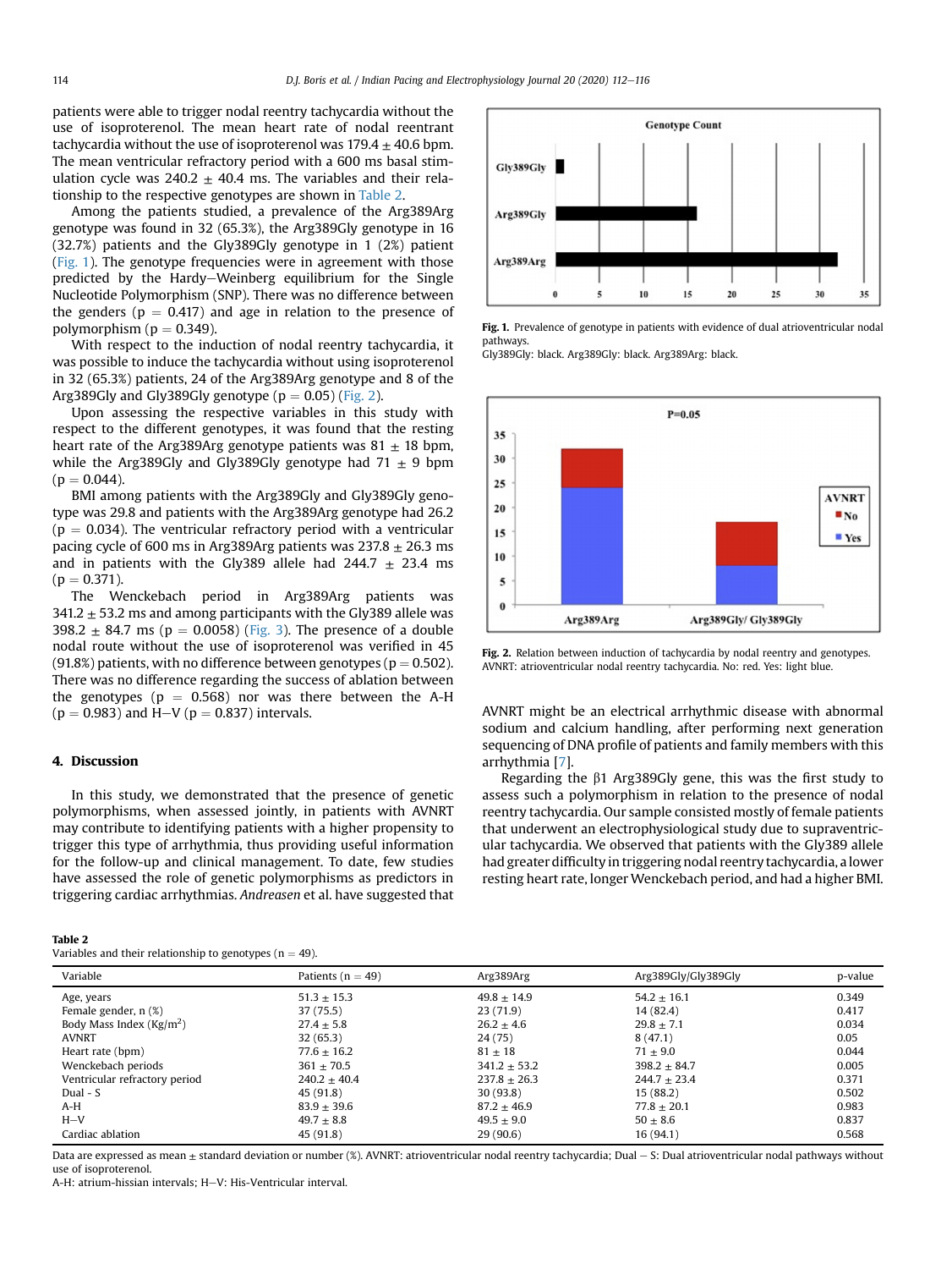patients were able to trigger nodal reentry tachycardia without the use of isoproterenol. The mean heart rate of nodal reentrant tachycardia without the use of isoproterenol was 179.4 ± 40.6 bpm. The mean ventricular refractory period with a 600 ms basal stimulation cycle was 240.2 ± 40.4 ms. The variables and their relationship to the respective genotypes are shown in Table 2.

Among the patients studied, a prevalence of the Arg389Arg genotype was found in 32 (65.3%), the Arg389Gly genotype in 16 (32.7%) patients and the Gly389Gly genotype in 1 (2%) patient (Fig. 1). The genotype frequencies were in agreement with those predicted by the Hardy–Weinberg equilibrium for the Single Nucleotide Polymorphism (SNP). There was no difference between the genders ($p = 0.417$) and age in relation to the presence of polymorphism ($p = 0.349$).

With respect to the induction of nodal reentry tachycardia, it was possible to induce the tachycardia without using isoproterenol in 32 (65.3%) patients, 24 of the Arg389Arg genotype and 8 of the Arg389Gly and Gly389Gly genotype ($p = 0.05$) (Fig. 2).

Upon assessing the respective variables in this study with respect to the different genotypes, it was found that the resting heart rate of the Arg389Arg genotype patients was 81 ± 18 bpm, while the Arg389Gly and Gly389Gly genotype had 71 ± 9 bpm ($p = 0.044$).

BMI among patients with the Arg389Gly and Gly389Gly genotype was 29.8 and patients with the Arg389Arg genotype had 26.2 ($p = 0.034$). The ventricular refractory period with a ventricular pacing cycle of 600 ms in Arg389Arg patients was 237.8 ± 26.3 ms and in patients with the Gly389 allele had 244.7 ± 23.4 ms ($p = 0.371$).

The Wenckebach period in Arg389Arg patients was 341.2 ± 53.2 ms and among participants with the Gly389 allele was 398.2 ± 84.7 ms ($p = 0.0058$) (Fig. 3). The presence of a double nodal route without the use of isoproterenol was verified in 45 (91.8%) patients, with no difference between genotypes ($p = 0.502$). There was no difference regarding the success of ablation between the genotypes ($p = 0.568$) nor was there between the A-H ($p = 0.983$) and H–V ($p = 0.837$) intervals.

## 4. Discussion

In this study, we demonstrated that the presence of genetic polymorphisms, when assessed jointly, in patients with AVNRT may contribute to identifying patients with a higher propensity to trigger this type of arrhythmia, thus providing useful information for the follow-up and clinical management. To date, few studies have assessed the role of genetic polymorphisms as predictors in triggering cardiac arrhythmias. *Andreasen* et al. have suggested that AVNRT might be an electrical arrhythmic disease with abnormal sodium and calcium handling, after performing next generation sequencing of DNA profile of patients and family members with this arrhythmia [7].

Regarding the β1 Arg389Gly gene, this was the first study to assess such a polymorphism in relation to the presence of nodal reentry tachycardia. Our sample consisted mostly of female patients that underwent an electrophysiological study due to supraventricular tachycardia. We observed that patients with the Gly389 allele had greater difficulty in triggering nodal reentry tachycardia, a lower resting heart rate, longer Wenckebach period, and had a higher BMI.

**Fig. 1.** Prevalence of genotype in patients with evidence of dual atrioventricular nodal pathways.
Gly389Gly: black. Arg389Gly: black. Arg389Arg: black.

**Fig. 2.** Relation between induction of tachycardia by nodal reentry and genotypes. AVNRT: atrioventricular nodal reentry tachycardia. No: red. Yes: light blue.

**Table 2**
Variables and their relationship to genotypes (n = 49).

| Variable | Patients (n = 49) | Arg389Arg | Arg389Gly/Gly389Gly | p-value |
|---|---|---|---|---|
| Age, years | 51.3 ± 15.3 | 49.8 ± 14.9 | 54.2 ± 16.1 | 0.349 |
| Female gender, n (%) | 37 (75.5) | 23 (71.9) | 14 (82.4) | 0.417 |
| Body Mass Index (Kg/m$^2$) | 27.4 ± 5.8 | 26.2 ± 4.6 | 29.8 ± 7.1 | 0.034 |
| AVNRT | 32 (65.3) | 24 (75) | 8 (47.1) | 0.05 |
| Heart rate (bpm) | 77.6 ± 16.2 | 81 ± 18 | 71 ± 9.0 | 0.044 |
| Wenckebach periods | 361 ± 70.5 | 341.2 ± 53.2 | 398.2 ± 84.7 | 0.005 |
| Ventricular refractory period | 240.2 ± 40.4 | 237.8 ± 26.3 | 244.7 ± 23.4 | 0.371 |
| Dual - S | 45 (91.8) | 30 (93.8) | 15 (88.2) | 0.502 |
| A-H | 83.9 ± 39.6 | 87.2 ± 46.9 | 77.8 ± 20.1 | 0.983 |
| H–V | 49.7 ± 8.8 | 49.5 ± 9.0 | 50 ± 8.6 | 0.837 |
| Cardiac ablation | 45 (91.8) | 29 (90.6) | 16 (94.1) | 0.568 |

Data are expressed as mean ± standard deviation or number (%). AVNRT: atrioventricular nodal reentry tachycardia; Dual – S: Dual atrioventricular nodal pathways without use of isoproterenol.
A-H: atrium-hissian intervals; H–V: His-Ventricular interval.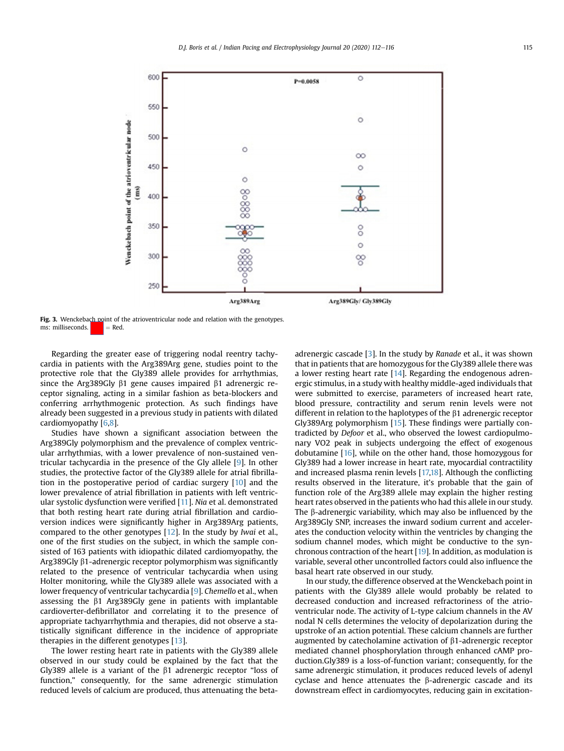Fig. 3. Wenckebach point of the atrioventricular node and relation with the genotypes. ms: milliseconds. ■ = Red.

Regarding the greater ease of triggering nodal reentry tachycardia in patients with the Arg389Arg gene, studies point to the protective role that the Gly389 allele provides for arrhythmias, since the Arg389Gly β1 gene causes impaired β1 adrenergic receptor signaling, acting in a similar fashion as beta-blockers and conferring arrhythmogenic protection. As such findings have already been suggested in a previous study in patients with dilated cardiomyopathy [6,8].

Studies have shown a significant association between the Arg389Gly polymorphism and the prevalence of complex ventricular arrhythmias, with a lower prevalence of non-sustained ventricular tachycardia in the presence of the Gly allele [9]. In other studies, the protective factor of the Gly389 allele for atrial fibrillation in the postoperative period of cardiac surgery [10] and the lower prevalence of atrial fibrillation in patients with left ventricular systolic dysfunction were verified [11]. *Nia* et al. demonstrated that both resting heart rate during atrial fibrillation and cardioversion indices were significantly higher in Arg389Arg patients, compared to the other genotypes [12]. In the study by *Iwai* et al., one of the first studies on the subject, in which the sample consisted of 163 patients with idiopathic dilated cardiomyopathy, the Arg389Gly β1-adrenergic receptor polymorphism was significantly related to the presence of ventricular tachycardia when using Holter monitoring, while the Gly389 allele was associated with a lower frequency of ventricular tachycardia [9]. *Chemello* et al., when assessing the β1 Arg389Gly gene in patients with implantable cardioverter-defibrillator and correlating it to the presence of appropriate tachyarrhythmia and therapies, did not observe a statistically significant difference in the incidence of appropriate therapies in the different genotypes [13].

The lower resting heart rate in patients with the Gly389 allele observed in our study could be explained by the fact that the Gly389 allele is a variant of the β1 adrenergic receptor "loss of function," consequently, for the same adrenergic stimulation reduced levels of calcium are produced, thus attenuating the beta-adrenergic cascade [3]. In the study by *Ranade* et al., it was shown that in patients that are homozygous for the Gly389 allele there was a lower resting heart rate [14]. Regarding the endogenous adrenergic stimulus, in a study with healthy middle-aged individuals that were submitted to exercise, parameters of increased heart rate, blood pressure, contractility and serum renin levels were not different in relation to the haplotypes of the β1 adrenergic receptor Gly389Arg polymorphism [15]. These findings were partially contradicted by *Defoor* et al., who observed the lowest cardiopulmonary VO2 peak in subjects undergoing the effect of exogenous dobutamine [16], while on the other hand, those homozygous for Gly389 had a lower increase in heart rate, myocardial contractility and increased plasma renin levels [17,18]. Although the conflicting results observed in the literature, it's probable that the gain of function role of the Arg389 allele may explain the higher resting heart rates observed in the patients who had this allele in our study. The β-adrenergic variability, which may also be influenced by the Arg389Gly SNP, increases the inward sodium current and accelerates the conduction velocity within the ventricles by changing the sodium channel modes, which might be conductive to the synchronous contraction of the heart [19]. In addition, as modulation is variable, several other uncontrolled factors could also influence the basal heart rate observed in our study.

In our study, the difference observed at the Wenckebach point in patients with the Gly389 allele would probably be related to decreased conduction and increased refractoriness of the atrioventricular node. The activity of L-type calcium channels in the AV nodal N cells determines the velocity of depolarization during the upstroke of an action potential. These calcium channels are further augmented by catecholamine activation of β1-adrenergic receptor mediated channel phosphorylation through enhanced cAMP production.Gly389 is a loss-of-function variant; consequently, for the same adrenergic stimulation, it produces reduced levels of adenyl cyclase and hence attenuates the β-adrenergic cascade and its downstream effect in cardiomyocytes, reducing gain in excitation-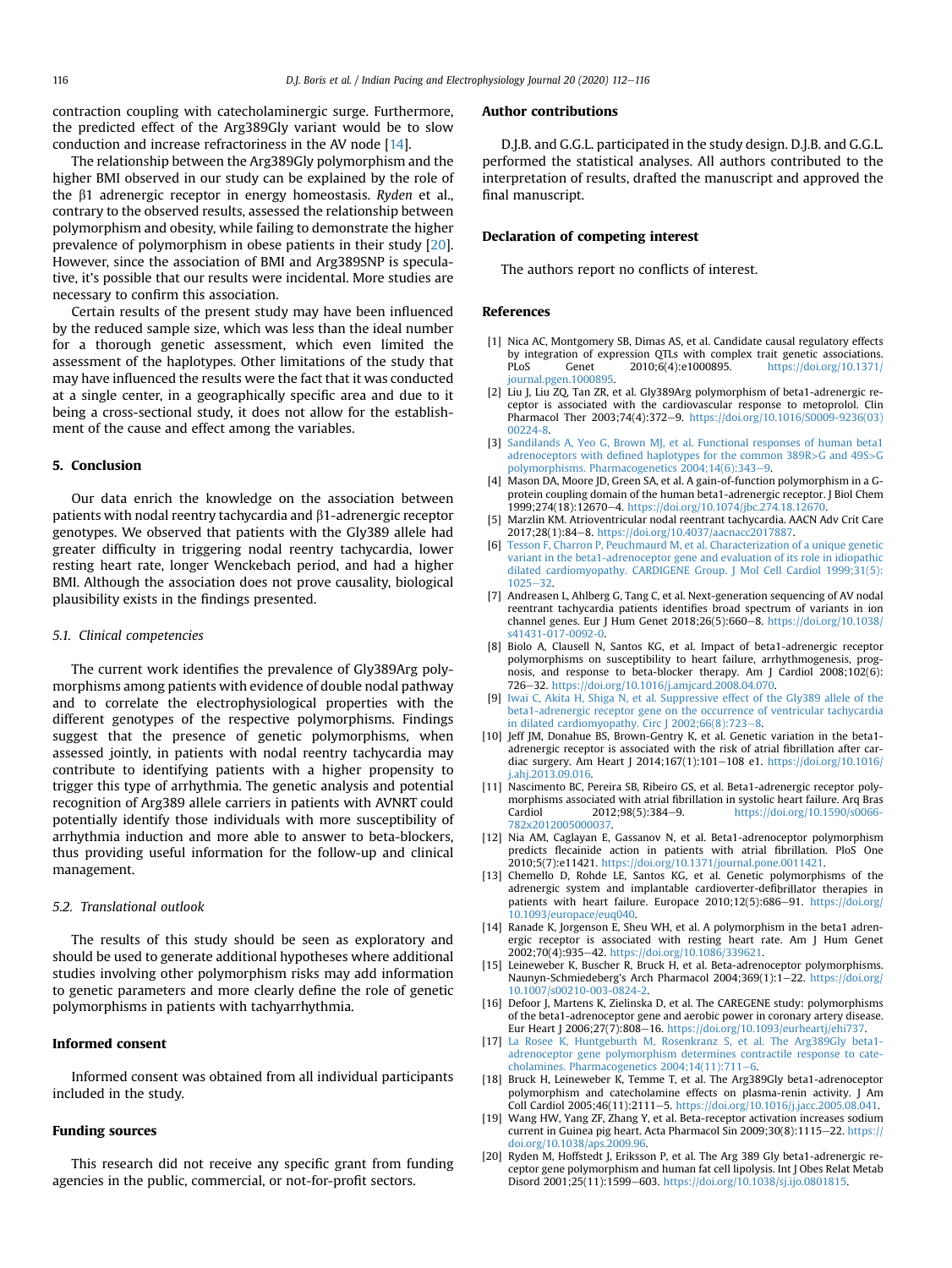contraction coupling with catecholaminergic surge. Furthermore, the predicted effect of the Arg389Gly variant would be to slow conduction and increase refractoriness in the AV node [14].

The relationship between the Arg389Gly polymorphism and the higher BMI observed in our study can be explained by the role of the β1 adrenergic receptor in energy homeostasis. *Ryden* et al., contrary to the observed results, assessed the relationship between polymorphism and obesity, while failing to demonstrate the higher prevalence of polymorphism in obese patients in their study [20]. However, since the association of BMI and Arg389SNP is speculative, it's possible that our results were incidental. More studies are necessary to confirm this association.

Certain results of the present study may have been influenced by the reduced sample size, which was less than the ideal number for a thorough genetic assessment, which even limited the assessment of the haplotypes. Other limitations of the study that may have influenced the results were the fact that it was conducted at a single center, in a geographically specific area and due to it being a cross-sectional study, it does not allow for the establishment of the cause and effect among the variables.

## 5. Conclusion

Our data enrich the knowledge on the association between patients with nodal reentry tachycardia and β1-adrenergic receptor genotypes. We observed that patients with the Gly389 allele had greater difficulty in triggering nodal reentry tachycardia, lower resting heart rate, longer Wenckebach period, and had a higher BMI. Although the association does not prove causality, biological plausibility exists in the findings presented.

### 5.1. Clinical competencies

The current work identifies the prevalence of Gly389Arg polymorphisms among patients with evidence of double nodal pathway and to correlate the electrophysiological properties with the different genotypes of the respective polymorphisms. Findings suggest that the presence of genetic polymorphisms, when assessed jointly, in patients with nodal reentry tachycardia may contribute to identifying patients with a higher propensity to trigger this type of arrhythmia. The genetic analysis and potential recognition of Arg389 allele carriers in patients with AVNRT could potentially identify those individuals with more susceptibility of arrhythmia induction and more able to answer to beta-blockers, thus providing useful information for the follow-up and clinical management.

### 5.2. Translational outlook

The results of this study should be seen as exploratory and should be used to generate additional hypotheses where additional studies involving other polymorphism risks may add information to genetic parameters and more clearly define the role of genetic polymorphisms in patients with tachyarrhythmia.

## Informed consent

Informed consent was obtained from all individual participants included in the study.

## Funding sources

This research did not receive any specific grant from funding agencies in the public, commercial, or not-for-profit sectors.

## Author contributions

D.J.B. and G.G.L. participated in the study design. D.J.B. and G.G.L. performed the statistical analyses. All authors contributed to the interpretation of results, drafted the manuscript and approved the final manuscript.

## Declaration of competing interest

The authors report no conflicts of interest.

## References

[1] Nica AC, Montgomery SB, Dimas AS, et al. Candidate causal regulatory effects by integration of expression QTLs with complex trait genetic associations. PLoS Genet 2010;6(4):e1000895. https://doi.org/10.1371/journal.pgen.1000895.

[2] Liu J, Liu ZQ, Tan ZR, et al. Gly389Arg polymorphism of beta1-adrenergic receptor is associated with the cardiovascular response to metoprolol. Clin Pharmacol Ther 2003;74(4):372–9. https://doi.org/10.1016/S0009-9236(03)00224-8.

[3] Sandilands A, Yeo G, Brown MJ, et al. Functional responses of human beta1 adrenoceptors with defined haplotypes for the common 389R>G and 49S>G polymorphisms. Pharmacogenetics 2004;14(6):343–9.

[4] Mason DA, Moore JD, Green SA, et al. A gain-of-function polymorphism in a G-protein coupling domain of the human beta1-adrenergic receptor. J Biol Chem 1999;274(18):12670–4. https://doi.org/10.1074/jbc.274.18.12670.

[5] Marzlin KM. Atrioventricular nodal reentrant tachycardia. AACN Adv Crit Care 2017;28(1):84–8. https://doi.org/10.4037/aacnacc2017887.

[6] Tesson F, Charron P, Peuchmaurd M, et al. Characterization of a unique genetic variant in the beta1-adrenoceptor gene and evaluation of its role in idiopathic dilated cardiomyopathy. CARDIGENE Group. J Mol Cell Cardiol 1999;31(5):1025–32.

[7] Andreasen L, Ahlberg G, Tang C, et al. Next-generation sequencing of AV nodal reentrant tachycardia patients identifies broad spectrum of variants in ion channel genes. Eur J Hum Genet 2018;26(5):660–8. https://doi.org/10.1038/s41431-017-0092-0.

[8] Biolo A, Clausell N, Santos KG, et al. Impact of beta1-adrenergic receptor polymorphisms on susceptibility to heart failure, arrhythmogenesis, prognosis, and response to beta-blocker therapy. Am J Cardiol 2008;102(6):726–32. https://doi.org/10.1016/j.amjcard.2008.04.070.

[9] Iwai C, Akita H, Shiga N, et al. Suppressive effect of the Gly389 allele of the beta1-adrenergic receptor gene on the occurrence of ventricular tachycardia in dilated cardiomyopathy. Circ J 2002;66(8):723–8.

[10] Jeff JM, Donahue BS, Brown-Gentry K, et al. Genetic variation in the beta1-adrenergic receptor is associated with the risk of atrial fibrillation after cardiac surgery. Am Heart J 2014;167(1):101–108 e1. https://doi.org/10.1016/j.ahj.2013.09.016.

[11] Nascimento BC, Pereira SB, Ribeiro GS, et al. Beta1-adrenergic receptor polymorphisms associated with atrial fibrillation in systolic heart failure. Arq Bras Cardiol 2012;98(5):384–9. https://doi.org/10.1590/s0066-782x2012005000037.

[12] Nia AM, Caglayan E, Gassanov N, et al. Beta1-adrenoceptor polymorphism predicts flecainide action in patients with atrial fibrillation. PloS One 2010;5(7):e11421. https://doi.org/10.1371/journal.pone.0011421.

[13] Chemello D, Rohde LE, Santos KG, et al. Genetic polymorphisms of the adrenergic system and implantable cardioverter-defibrillator therapies in patients with heart failure. Europace 2010;12(5):686–91. https://doi.org/10.1093/europace/euq040.

[14] Ranade K, Jorgenson E, Sheu WH, et al. A polymorphism in the beta1 adrenergic receptor is associated with resting heart rate. Am J Hum Genet 2002;70(4):935–42. https://doi.org/10.1086/339621.

[15] Leineweber K, Buscher R, Bruck H, et al. Beta-adrenoceptor polymorphisms. Naunyn-Schmiedeberg's Arch Pharmacol 2004;369(1):1–22. https://doi.org/10.1007/s00210-003-0824-2.

[16] Defoor J, Martens K, Zielinska D, et al. The CAREGENE study: polymorphisms of the beta1-adrenoceptor gene and aerobic power in coronary artery disease. Eur Heart J 2006;27(7):808–16. https://doi.org/10.1093/eurheartj/ehi737.

[17] La Rosee K, Huntgeburth M, Rosenkranz S, et al. The Arg389Gly beta1-adrenoceptor gene polymorphism determines contractile response to catecholamines. Pharmacogenetics 2004;14(11):711–6.

[18] Bruck H, Leineweber K, Temme T, et al. The Arg389Gly beta1-adrenoceptor polymorphism and catecholamine effects on plasma-renin activity. J Am Coll Cardiol 2005;46(11):2111–5. https://doi.org/10.1016/j.jacc.2005.08.041.

[19] Wang HW, Yang ZF, Zhang Y, et al. Beta-receptor activation increases sodium current in Guinea pig heart. Acta Pharmacol Sin 2009;30(8):1115–22. https://doi.org/10.1038/aps.2009.96.

[20] Ryden M, Hoffstedt J, Eriksson P, et al. The Arg 389 Gly beta1-adrenergic receptor gene polymorphism and human fat cell lipolysis. Int J Obes Relat Metab Disord 2001;25(11):1599–603. https://doi.org/10.1038/sj.ijo.0801815.